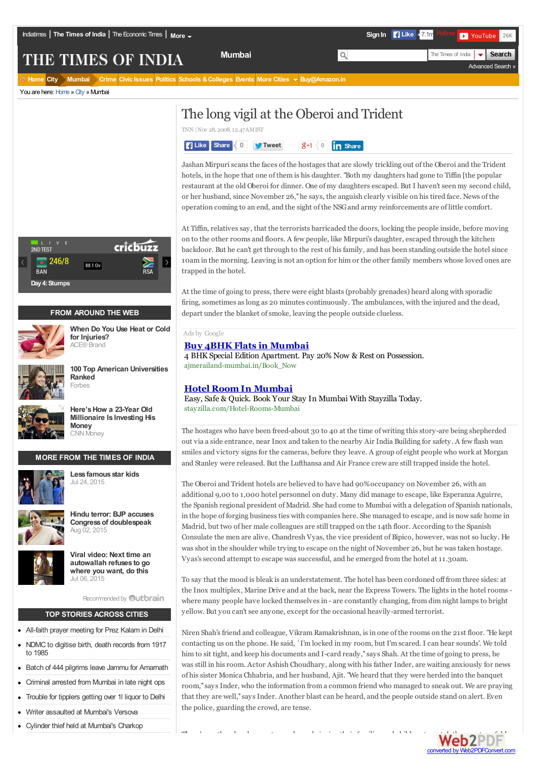# The long vigil at the Oberoi and Trident

TNN | Nov 28, 2008, 12.47AM IST

Jashan Mirpuri scans the faces of the hostages that are slowly trickling out of the Oberoi and the Trident hotels, in the hope that one of them is his daughter. "Both my daughters had gone to Tiffin [the popular restaurant at the old Oberoi for dinner. One of my daughters escaped. But I haven't seen my second child, or her husband, since November 26," he says, the anguish clearly visible on his tired face. News of the operation coming to an end, and the sight of the NSG and army reinforcements are of little comfort.

At Tiffin, relatives say, that the terrorists barricaded the doors, locking the people inside, before moving on to the other rooms and floors. A few people, like Mirpuri's daughter, escaped through the kitchen backdoor. But he can't get through to the rest of his family, and has been standing outside the hotel since 10am in the morning. Leaving is not an option for him or the other family members whose loved ones are trapped in the hotel.

At the time of going to press, there were eight blasts (probably grenades) heard along with sporadic firing, sometimes as long as 20 minutes continuously. The ambulances, with the injured and the dead, depart under the blanket of smoke, leaving the people outside clueless.

The hostages who have been freed-about 30 to 40 at the time of writing this story-are being shepherded out via a side entrance, near Inox and taken to the nearby Air India Building for safety. A few flash wan smiles and victory signs for the cameras, before they leave. A group of eight people who work at Morgan and Stanley were released. But the Lufthansa and Air France crew are still trapped inside the hotel.

The Oberoi and Trident hotels are believed to have had 90% occupancy on November 26, with an additional 9,00 to 1,000 hotel personnel on duty. Many did manage to escape, like Esperanza Aguirre, the Spanish regional president of Madrid. She had come to Mumbai with a delegation of Spanish nationals, in the hope of forging business ties with companies here. She managed to escape, and is now safe home in Madrid, but two of her male colleagues are still trapped on the 14th floor. According to the Spanish Consulate the men are alive. Chandresh Vyas, the vice president of Bipico, however, was not so lucky. He was shot in the shoulder while trying to escape on the night of November 26, but he was taken hostage. Vyas's second attempt to escape was successful, and he emerged from the hotel at 11.30am.

To say that the mood is bleak is an understatement. The hotel has been cordoned off from three sides: at the Inox multiplex, Marine Drive and at the back, near the Express Towers. The lights in the hotel rooms - where many people have locked themselves in - are constantly changing, from dim night lamps to bright yellow. But you can't see anyone, except for the occasional heavily-armed terrorist.

Niren Shah's friend and colleague, Vikram Ramakrishnan, is in one of the rooms on the 21st floor. "He kept contacting us on the phone. He said, `I'm locked in my room, but I'm scared. I can hear sounds'. We told him to sit tight, and keep his documents and I-card ready," says Shah. At the time of going to press, he was still in his room. Actor Ashish Choudhary, along with his father Inder, are waiting anxiously for news of his sister Monica Chhabria, and her husband, Ajit. "We heard that they were herded into the banquet room," says Inder, who the information from a common friend who managed to sneak out. We are praying that they are well," says Inder. Another blast can be heard, and the people outside stand on alert. Even the police, guarding the crowd, are tense.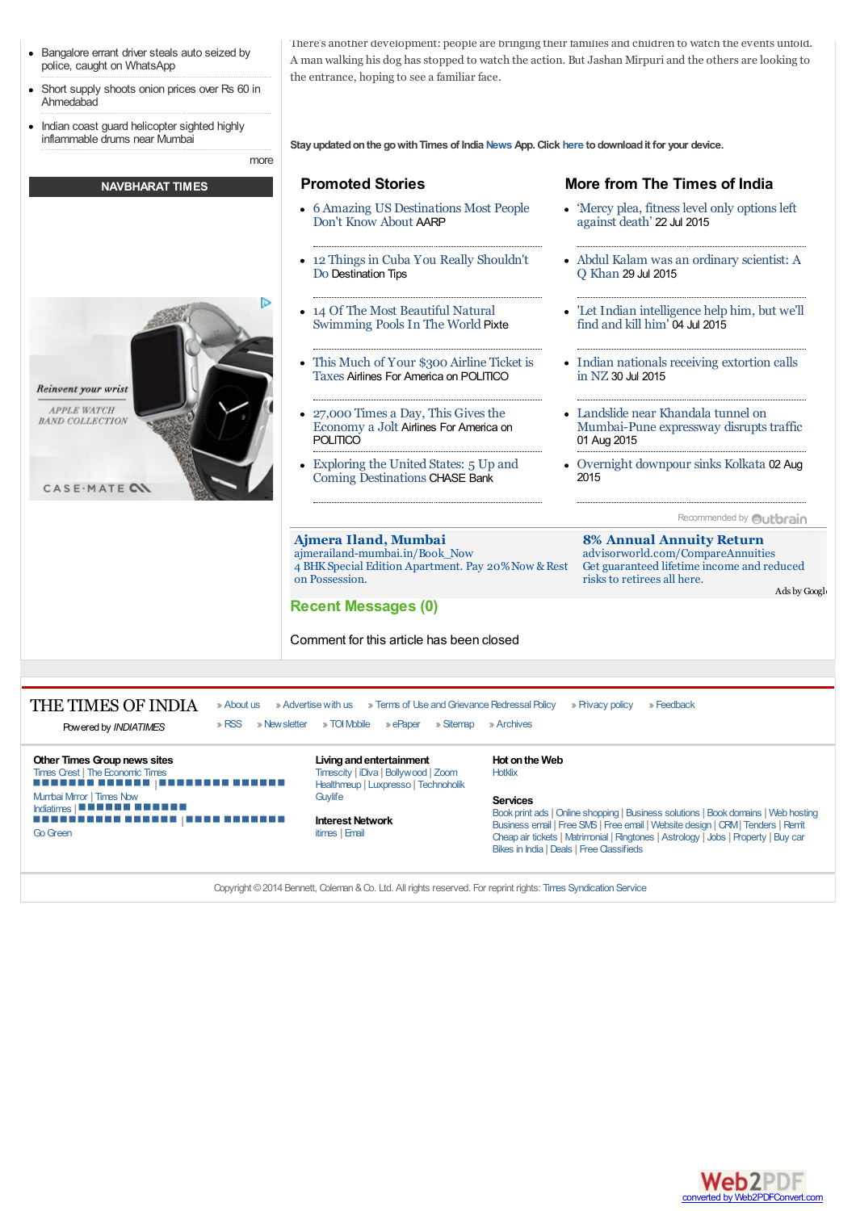- Bangalore errant driver steals auto seized by police, caught on WhatsApp
- Short supply shoots onion prices over Rs 60 in Ahmedabad
- Indian coast guard helicopter sighted highly inflammable drums near Mumbai

more

**NAVBHARAT TIMES**

Reinvent your wrist
APPLE WATCH BAND COLLECTION
CASE·MATE

There's another development: people are bringing their families and children to watch the events unfold. A man walking his dog has stopped to watch the action. But Jashan Mirpuri and the others are looking to the entrance, hoping to see a familiar face.

**Stay updated on the go with Times of India News App. Click here to download it for your device.**

## Promoted Stories

- 6 Amazing US Destinations Most People Don't Know About AARP
- 12 Things in Cuba You Really Shouldn't Do Destination Tips
- 14 Of The Most Beautiful Natural Swimming Pools In The World Pixte
- This Much of Your $300 Airline Ticket is Taxes Airlines For America on POLITICO
- 27,000 Times a Day, This Gives the Economy a Jolt Airlines For America on POLITICO
- Exploring the United States: 5 Up and Coming Destinations CHASE Bank

## More from The Times of India

- 'Mercy plea, fitness level only options left against death' 22 Jul 2015
- Abdul Kalam was an ordinary scientist: A Q Khan 29 Jul 2015
- 'Let Indian intelligence help him, but we'll find and kill him' 04 Jul 2015
- Indian nationals receiving extortion calls in NZ 30 Jul 2015
- Landslide near Khandala tunnel on Mumbai-Pune expressway disrupts traffic 01 Aug 2015
- Overnight downpour sinks Kolkata 02 Aug 2015

Recommended by Outbrain

**Ajmera Iland, Mumbai**
ajmerailand-mumbai.in/Book_Now
4 BHK Special Edition Apartment. Pay 20% Now & Rest on Possession.

**8% Annual Annuity Return**
advisorworld.com/CompareAnnuities
Get guaranteed lifetime income and reduced risks to retirees all here.

Ads by Google

## Recent Messages (0)

Comment for this article has been closed

THE TIMES OF INDIA
Powered by INDIATIMES

» About us » Advertise with us » Terms of Use and Grievance Redressal Policy » Privacy policy » Feedback
» RSS » Newsletter » TOI Mobile » ePaper » Sitemap » Archives

**Other Times Group news sites**
Times Crest | The Economic Times
Mumbai Mirror | Times Now
Indiatimes
Go Green

**Living and entertainment**
Timescity | iDiva | Bollywood | Zoom
Healthmeup | Luxpresso | Technoholik
Guylife

**Interest Network**
itimes | Email

**Hot on the Web**
Hotklix

**Services**
Book print ads | Online shopping | Business solutions | Book domains | Web hosting
Business email | Free SMS | Free email | Website design | CRM | Tenders | Remit
Cheap air tickets | Matrimonial | Ringtones | Astrology | Jobs | Property | Buy car
Bikes in India | Deals | Free Classifieds

Copyright © 2014 Bennett, Coleman & Co. Ltd. All rights reserved. For reprint rights: Times Syndication Service